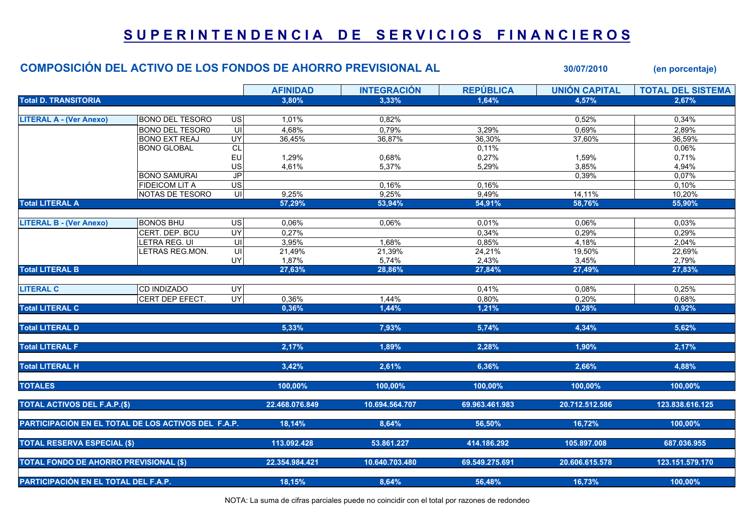# S U P E R I N T E N D E N C I A   D E   S E R V I C I O S   F I N A N C I E R O S

## COMPOSICIÓN DEL ACTIVO DE LOS FONDOS DE AHORRO PREVISIONAL AL 30/07/2010 (en porcentaje)

| | | | AFINIDAD | INTEGRACIÓN | REPÚBLICA | UNIÓN CAPITAL | TOTAL DEL SISTEMA |
|---|---|---|---|---|---|---|---|
| **Total D. TRANSITORIA** | | | **3,80%** | **3,33%** | **1,64%** | **4,57%** | **2,67%** |
| **LITERAL A - (Ver Anexo)** | BONO DEL TESORO | US | 1,01% | 0,82% | | 0,52% | 0,34% |
| | BONO DEL TESOR0 | UI | 4,68% | 0,79% | 3,29% | 0,69% | 2,89% |
| | BONO EXT REAJ | UY | 36,45% | 36,87% | 36,30% | 37,60% | 36,59% |
| | BONO GLOBAL | CL | | | 0,11% | | 0,06% |
| | | EU | 1,29% | 0,68% | 0,27% | 1,59% | 0,71% |
| | | US | 4,61% | 5,37% | 5,29% | 3,85% | 4,94% |
| | BONO SAMURAI | JP | | | | 0,39% | 0,07% |
| | FIDEICOM LIT A | US | | 0,16% | 0,16% | | 0,10% |
| | NOTAS DE TESORO | UI | 9,25% | 9,25% | 9,49% | 14,11% | 10,20% |
| **Total LITERAL A** | | | **57,29%** | **53,94%** | **54,91%** | **58,76%** | **55,90%** |
| **LITERAL B - (Ver Anexo)** | BONOS BHU | US | 0,06% | 0,06% | 0,01% | 0,06% | 0,03% |
| | CERT. DEP. BCU | UY | 0,27% | | 0,34% | 0,29% | 0,29% |
| | LETRA REG. UI | UI | 3,95% | 1,68% | 0,85% | 4,18% | 2,04% |
| | LETRAS REG.MON. | UI | 21,49% | 21,39% | 24,21% | 19,50% | 22,69% |
| | | UY | 1,87% | 5,74% | 2,43% | 3,45% | 2,79% |
| **Total LITERAL B** | | | **27,63%** | **28,86%** | **27,84%** | **27,49%** | **27,83%** |
| **LITERAL C** | CD INDIZADO | UY | | | 0,41% | 0,08% | 0,25% |
| | CERT DEP EFECT. | UY | 0,36% | 1,44% | 0,80% | 0,20% | 0,68% |
| **Total LITERAL C** | | | **0,36%** | **1,44%** | **1,21%** | **0,28%** | **0,92%** |
| **Total LITERAL D** | | | **5,33%** | **7,93%** | **5,74%** | **4,34%** | **5,62%** |
| **Total LITERAL F** | | | **2,17%** | **1,89%** | **2,28%** | **1,90%** | **2,17%** |
| **Total LITERAL H** | | | **3,42%** | **2,61%** | **6,36%** | **2,66%** | **4,88%** |
| **TOTALES** | | | **100,00%** | **100,00%** | **100,00%** | **100,00%** | **100,00%** |
| **TOTAL ACTIVOS DEL F.A.P.($)** | | | **22.468.076.849** | **10.694.564.707** | **69.963.461.983** | **20.712.512.586** | **123.838.616.125** |
| **PARTICIPACIÓN EN EL TOTAL DE LOS ACTIVOS DEL F.A.P.** | | | **18,14%** | **8,64%** | **56,50%** | **16,72%** | **100,00%** |
| **TOTAL RESERVA ESPECIAL ($)** | | | **113.092.428** | **53.861.227** | **414.186.292** | **105.897.008** | **687.036.955** |
| **TOTAL FONDO DE AHORRO PREVISIONAL ($)** | | | **22.354.984.421** | **10.640.703.480** | **69.549.275.691** | **20.606.615.578** | **123.151.579.170** |
| **PARTICIPACIÓN EN EL TOTAL DEL F.A.P.** | | | **18,15%** | **8,64%** | **56,48%** | **16,73%** | **100,00%** |

NOTA: La suma de cifras parciales puede no coincidir con el total por razones de redondeo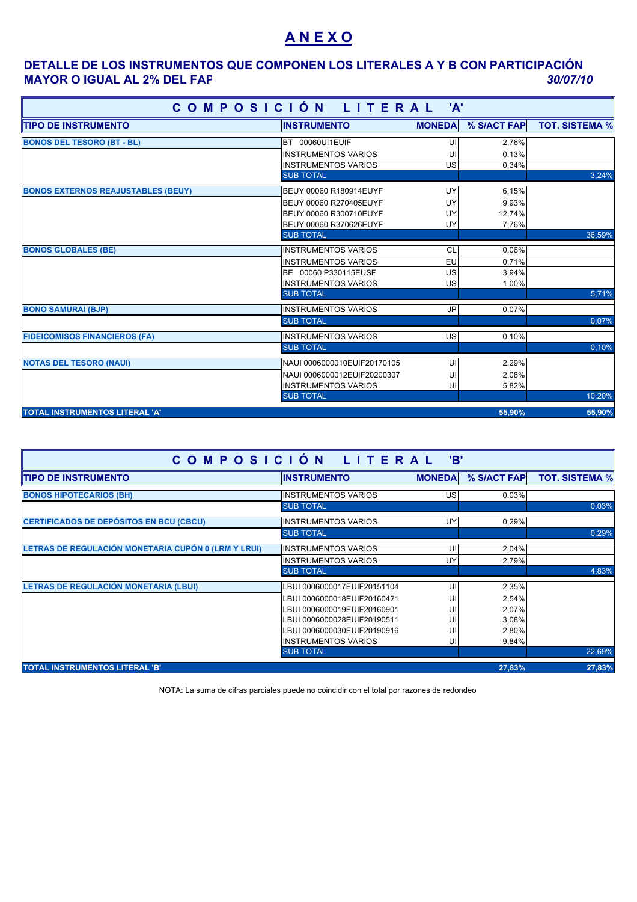# ANEXO

## DETALLE DE LOS INSTRUMENTOS QUE COMPONEN LOS LITERALES A Y B CON PARTICIPACIÓN MAYOR O IGUAL AL 2% DEL FAP

*30/07/10*

### COMPOSICIÓN LITERAL 'A'

| TIPO DE INSTRUMENTO | INSTRUMENTO | MONEDA | % S/ACT FAP | TOT. SISTEMA % |
|---|---|---|---|---|
| BONOS DEL TESORO (BT - BL) | BT 00060UI1EUIF | UI | 2,76% | |
| | INSTRUMENTOS VARIOS | UI | 0,13% | |
| | INSTRUMENTOS VARIOS | US | 0,34% | |
| | SUB TOTAL | | | 3,24% |
| BONOS EXTERNOS REAJUSTABLES (BEUY) | BEUY 00060 R180914EUYF | UY | 6,15% | |
| | BEUY 00060 R270405EUYF | UY | 9,93% | |
| | BEUY 00060 R300710EUYF | UY | 12,74% | |
| | BEUY 00060 R370626EUYF | UY | 7,76% | |
| | SUB TOTAL | | | 36,59% |
| BONOS GLOBALES (BE) | INSTRUMENTOS VARIOS | CL | 0,06% | |
| | INSTRUMENTOS VARIOS | EU | 0,71% | |
| | BE 00060 P330115EUSF | US | 3,94% | |
| | INSTRUMENTOS VARIOS | US | 1,00% | |
| | SUB TOTAL | | | 5,71% |
| BONO SAMURAI (BJP) | INSTRUMENTOS VARIOS | JP | 0,07% | |
| | SUB TOTAL | | | 0,07% |
| FIDEICOMISOS FINANCIEROS (FA) | INSTRUMENTOS VARIOS | US | 0,10% | |
| | SUB TOTAL | | | 0,10% |
| NOTAS DEL TESORO (NAUI) | NAUI 0006000010EUIF20170105 | UI | 2,29% | |
| | NAUI 0006000012EUIF20200307 | UI | 2,08% | |
| | INSTRUMENTOS VARIOS | UI | 5,82% | |
| | SUB TOTAL | | | 10,20% |
| TOTAL INSTRUMENTOS LITERAL 'A' | | | 55,90% | 55,90% |

### COMPOSICIÓN LITERAL 'B'

| TIPO DE INSTRUMENTO | INSTRUMENTO | MONEDA | % S/ACT FAP | TOT. SISTEMA % |
|---|---|---|---|---|
| BONOS HIPOTECARIOS (BH) | INSTRUMENTOS VARIOS | US | 0,03% | |
| | SUB TOTAL | | | 0,03% |
| CERTIFICADOS DE DEPÓSITOS EN BCU (CBCU) | INSTRUMENTOS VARIOS | UY | 0,29% | |
| | SUB TOTAL | | | 0,29% |
| LETRAS DE REGULACIÓN MONETARIA CUPÓN 0 (LRM Y LRUI) | INSTRUMENTOS VARIOS | UI | 2,04% | |
| | INSTRUMENTOS VARIOS | UY | 2,79% | |
| | SUB TOTAL | | | 4,83% |
| LETRAS DE REGULACIÓN MONETARIA (LBUI) | LBUI 0006000017EUIF20151104 | UI | 2,35% | |
| | LBUI 0006000018EUIF20160421 | UI | 2,54% | |
| | LBUI 0006000019EUIF20160901 | UI | 2,07% | |
| | LBUI 0006000028EUIF20190511 | UI | 3,08% | |
| | LBUI 0006000030EUIF20190916 | UI | 2,80% | |
| | INSTRUMENTOS VARIOS | UI | 9,84% | |
| | SUB TOTAL | | | 22,69% |
| TOTAL INSTRUMENTOS LITERAL 'B' | | | 27,83% | 27,83% |

NOTA: La suma de cifras parciales puede no coincidir con el total por razones de redondeo